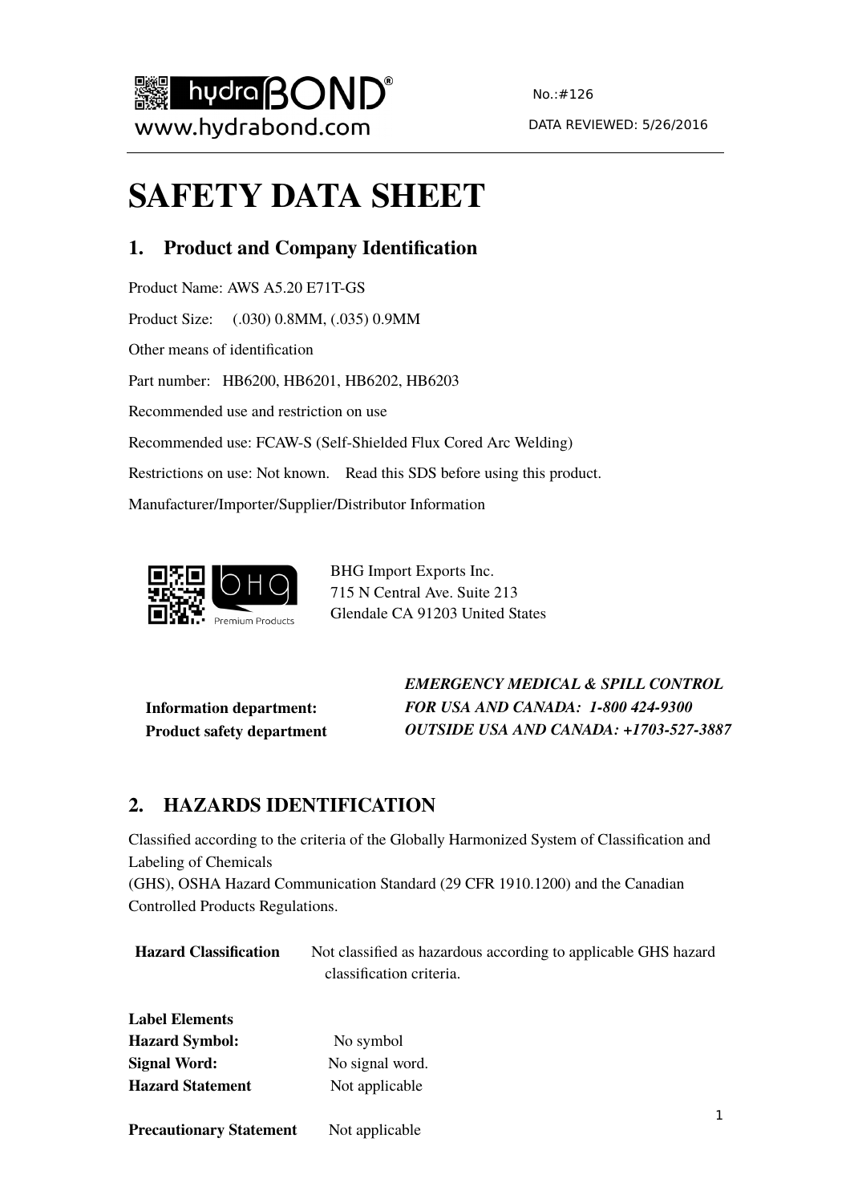hydraBOND®
www.hydrabond.com

No.:#126

DATA REVIEWED: 5/26/2016

# SAFETY DATA SHEET

## 1. Product and Company Identification

Product Name: AWS A5.20 E71T-GS

Product Size: (.030) 0.8MM, (.035) 0.9MM

Other means of identification

Part number: HB6200, HB6201, HB6202, HB6203

Recommended use and restriction on use

Recommended use: FCAW-S (Self-Shielded Flux Cored Arc Welding)

Restrictions on use: Not known. Read this SDS before using this product.

Manufacturer/Importer/Supplier/Distributor Information

bhg Premium Products

BHG Import Exports Inc.
715 N Central Ave. Suite 213
Glendale CA 91203 United States

**Information department:**
**Product safety department**

***EMERGENCY MEDICAL & SPILL CONTROL***
***FOR USA AND CANADA: 1-800 424-9300***
***OUTSIDE USA AND CANADA: +1703-527-3887***

## 2. HAZARDS IDENTIFICATION

Classified according to the criteria of the Globally Harmonized System of Classification and Labeling of Chemicals
(GHS), OSHA Hazard Communication Standard (29 CFR 1910.1200) and the Canadian Controlled Products Regulations.

**Hazard Classification** Not classified as hazardous according to applicable GHS hazard classification criteria.

**Label Elements**
**Hazard Symbol:** No symbol
**Signal Word:** No signal word.
**Hazard Statement** Not applicable

**Precautionary Statement** Not applicable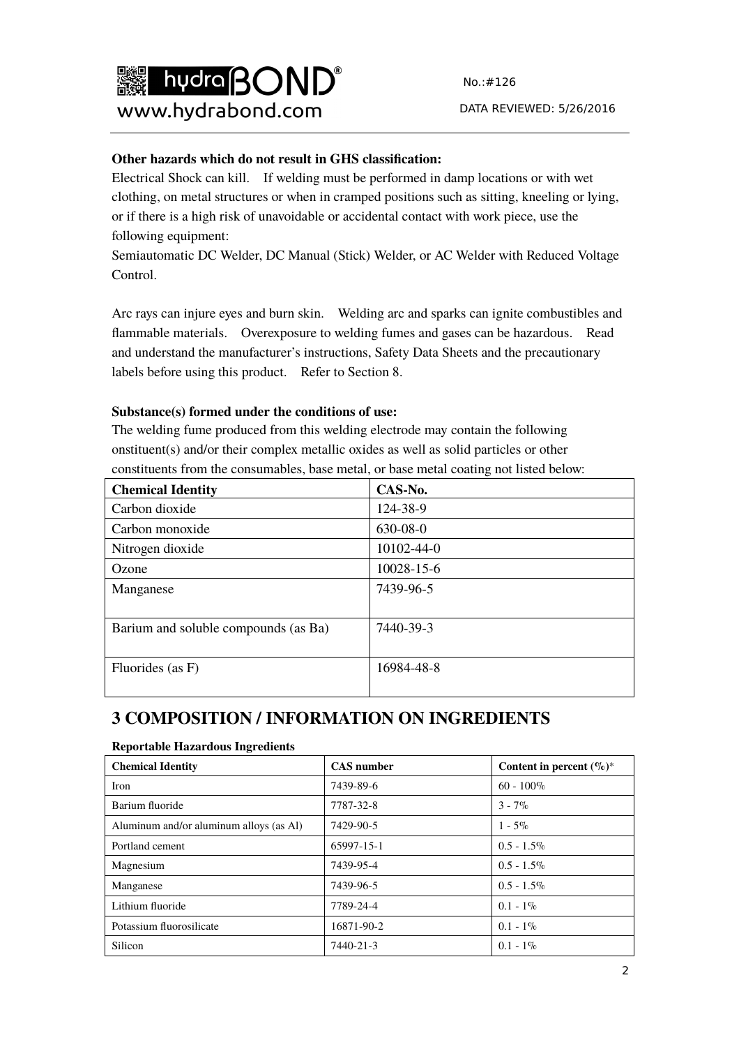**Other hazards which do not result in GHS classification:**

Electrical Shock can kill. If welding must be performed in damp locations or with wet clothing, on metal structures or when in cramped positions such as sitting, kneeling or lying, or if there is a high risk of unavoidable or accidental contact with work piece, use the following equipment:

Semiautomatic DC Welder, DC Manual (Stick) Welder, or AC Welder with Reduced Voltage Control.

Arc rays can injure eyes and burn skin. Welding arc and sparks can ignite combustibles and flammable materials. Overexposure to welding fumes and gases can be hazardous. Read and understand the manufacturer's instructions, Safety Data Sheets and the precautionary labels before using this product. Refer to Section 8.

**Substance(s) formed under the conditions of use:**

The welding fume produced from this welding electrode may contain the following onstituent(s) and/or their complex metallic oxides as well as solid particles or other constituents from the consumables, base metal, or base metal coating not listed below:

| Chemical Identity | CAS-No. |
|---|---|
| Carbon dioxide | 124-38-9 |
| Carbon monoxide | 630-08-0 |
| Nitrogen dioxide | 10102-44-0 |
| Ozone | 10028-15-6 |
| Manganese | 7439-96-5 |
| Barium and soluble compounds (as Ba) | 7440-39-3 |
| Fluorides (as F) | 16984-48-8 |

# 3 COMPOSITION / INFORMATION ON INGREDIENTS

**Reportable Hazardous Ingredients**

| Chemical Identity | CAS number | Content in percent (%)* |
|---|---|---|
| Iron | 7439-89-6 | 60 - 100% |
| Barium fluoride | 7787-32-8 | 3 - 7% |
| Aluminum and/or aluminum alloys (as Al) | 7429-90-5 | 1 - 5% |
| Portland cement | 65997-15-1 | 0.5 - 1.5% |
| Magnesium | 7439-95-4 | 0.5 - 1.5% |
| Manganese | 7439-96-5 | 0.5 - 1.5% |
| Lithium fluoride | 7789-24-4 | 0.1 - 1% |
| Potassium fluorosilicate | 16871-90-2 | 0.1 - 1% |
| Silicon | 7440-21-3 | 0.1 - 1% |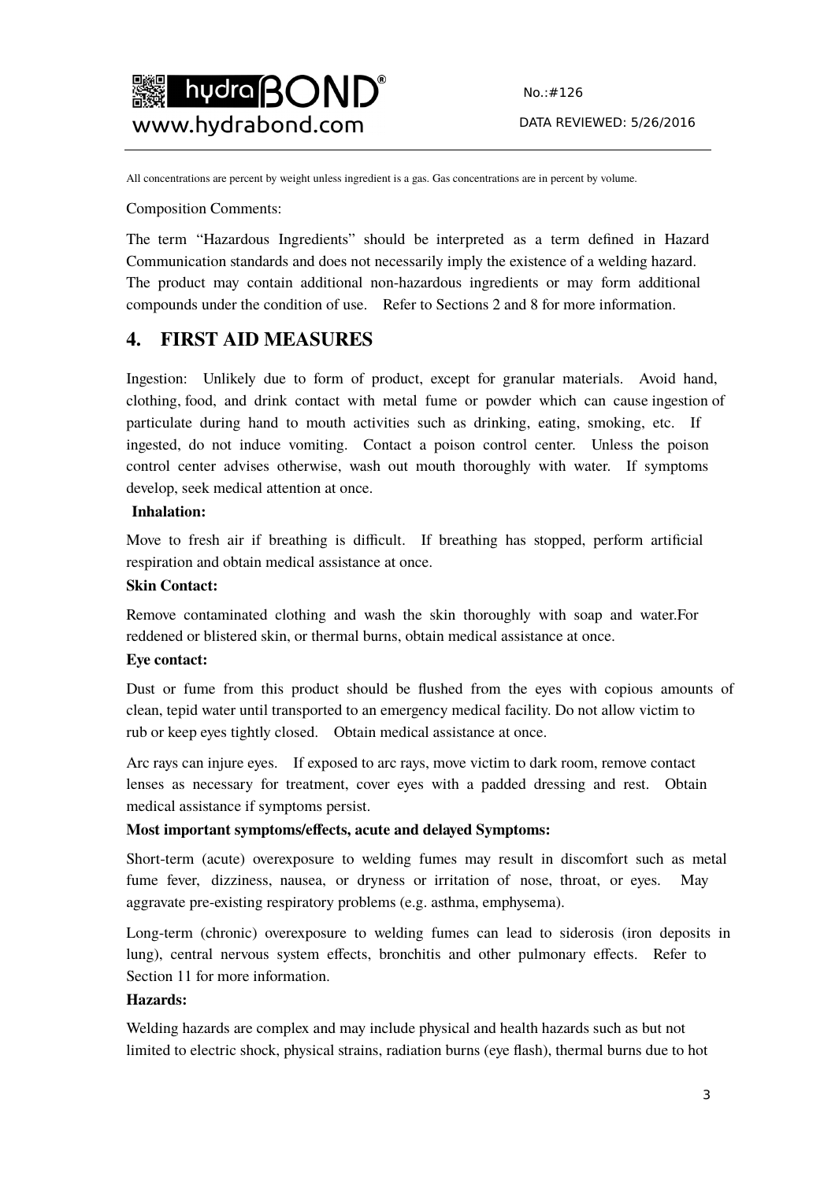All concentrations are percent by weight unless ingredient is a gas. Gas concentrations are in percent by volume.

Composition Comments:

The term "Hazardous Ingredients" should be interpreted as a term defined in Hazard Communication standards and does not necessarily imply the existence of a welding hazard. The product may contain additional non-hazardous ingredients or may form additional compounds under the condition of use. Refer to Sections 2 and 8 for more information.

## 4. FIRST AID MEASURES

Ingestion: Unlikely due to form of product, except for granular materials. Avoid hand, clothing, food, and drink contact with metal fume or powder which can cause ingestion of particulate during hand to mouth activities such as drinking, eating, smoking, etc. If ingested, do not induce vomiting. Contact a poison control center. Unless the poison control center advises otherwise, wash out mouth thoroughly with water. If symptoms develop, seek medical attention at once.

**Inhalation:**

Move to fresh air if breathing is difficult. If breathing has stopped, perform artificial respiration and obtain medical assistance at once.

**Skin Contact:**

Remove contaminated clothing and wash the skin thoroughly with soap and water.For reddened or blistered skin, or thermal burns, obtain medical assistance at once.

**Eye contact:**

Dust or fume from this product should be flushed from the eyes with copious amounts of clean, tepid water until transported to an emergency medical facility. Do not allow victim to rub or keep eyes tightly closed. Obtain medical assistance at once.

Arc rays can injure eyes. If exposed to arc rays, move victim to dark room, remove contact lenses as necessary for treatment, cover eyes with a padded dressing and rest. Obtain medical assistance if symptoms persist.

**Most important symptoms/effects, acute and delayed Symptoms:**

Short-term (acute) overexposure to welding fumes may result in discomfort such as metal fume fever, dizziness, nausea, or dryness or irritation of nose, throat, or eyes. May aggravate pre-existing respiratory problems (e.g. asthma, emphysema).

Long-term (chronic) overexposure to welding fumes can lead to siderosis (iron deposits in lung), central nervous system effects, bronchitis and other pulmonary effects. Refer to Section 11 for more information.

**Hazards:**

Welding hazards are complex and may include physical and health hazards such as but not limited to electric shock, physical strains, radiation burns (eye flash), thermal burns due to hot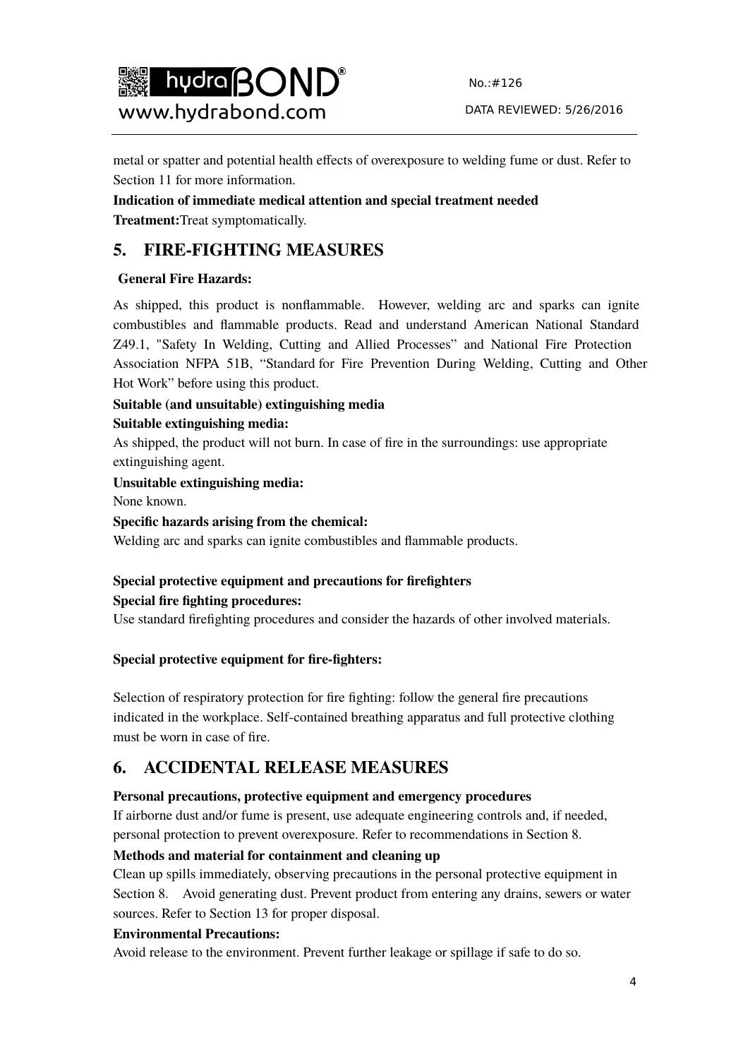metal or spatter and potential health effects of overexposure to welding fume or dust. Refer to Section 11 for more information.

**Indication of immediate medical attention and special treatment needed**

**Treatment:**Treat symptomatically.

## 5. FIRE-FIGHTING MEASURES

**General Fire Hazards:**

As shipped, this product is nonflammable. However, welding arc and sparks can ignite combustibles and flammable products. Read and understand American National Standard Z49.1, "Safety In Welding, Cutting and Allied Processes" and National Fire Protection Association NFPA 51B, "Standard for Fire Prevention During Welding, Cutting and Other Hot Work" before using this product.

**Suitable (and unsuitable) extinguishing media**

**Suitable extinguishing media:**

As shipped, the product will not burn. In case of fire in the surroundings: use appropriate extinguishing agent.

**Unsuitable extinguishing media:**

None known.

**Specific hazards arising from the chemical:**

Welding arc and sparks can ignite combustibles and flammable products.

**Special protective equipment and precautions for firefighters**

**Special fire fighting procedures:**

Use standard firefighting procedures and consider the hazards of other involved materials.

**Special protective equipment for fire-fighters:**

Selection of respiratory protection for fire fighting: follow the general fire precautions indicated in the workplace. Self-contained breathing apparatus and full protective clothing must be worn in case of fire.

## 6. ACCIDENTAL RELEASE MEASURES

**Personal precautions, protective equipment and emergency procedures**

If airborne dust and/or fume is present, use adequate engineering controls and, if needed, personal protection to prevent overexposure. Refer to recommendations in Section 8.

**Methods and material for containment and cleaning up**

Clean up spills immediately, observing precautions in the personal protective equipment in Section 8. Avoid generating dust. Prevent product from entering any drains, sewers or water sources. Refer to Section 13 for proper disposal.

**Environmental Precautions:**

Avoid release to the environment. Prevent further leakage or spillage if safe to do so.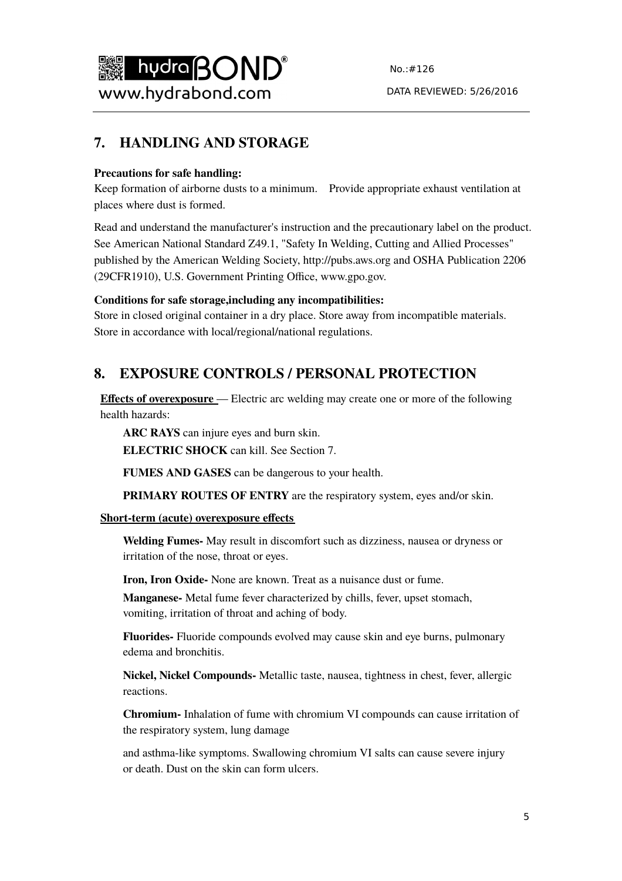## 7. HANDLING AND STORAGE

**Precautions for safe handling:**

Keep formation of airborne dusts to a minimum. Provide appropriate exhaust ventilation at places where dust is formed.

Read and understand the manufacturer's instruction and the precautionary label on the product. See American National Standard Z49.1, "Safety In Welding, Cutting and Allied Processes" published by the American Welding Society, http://pubs.aws.org and OSHA Publication 2206 (29CFR1910), U.S. Government Printing Office, www.gpo.gov.

**Conditions for safe storage,including any incompatibilities:**

Store in closed original container in a dry place. Store away from incompatible materials. Store in accordance with local/regional/national regulations.

## 8. EXPOSURE CONTROLS / PERSONAL PROTECTION

**Effects of overexposure** — Electric arc welding may create one or more of the following health hazards:

**ARC RAYS** can injure eyes and burn skin.

**ELECTRIC SHOCK** can kill. See Section 7.

**FUMES AND GASES** can be dangerous to your health.

**PRIMARY ROUTES OF ENTRY** are the respiratory system, eyes and/or skin.

**Short-term (acute) overexposure effects**

**Welding Fumes-** May result in discomfort such as dizziness, nausea or dryness or irritation of the nose, throat or eyes.

**Iron, Iron Oxide-** None are known. Treat as a nuisance dust or fume.

**Manganese-** Metal fume fever characterized by chills, fever, upset stomach, vomiting, irritation of throat and aching of body.

**Fluorides-** Fluoride compounds evolved may cause skin and eye burns, pulmonary edema and bronchitis.

**Nickel, Nickel Compounds-** Metallic taste, nausea, tightness in chest, fever, allergic reactions.

**Chromium-** Inhalation of fume with chromium VI compounds can cause irritation of the respiratory system, lung damage

and asthma-like symptoms. Swallowing chromium VI salts can cause severe injury or death. Dust on the skin can form ulcers.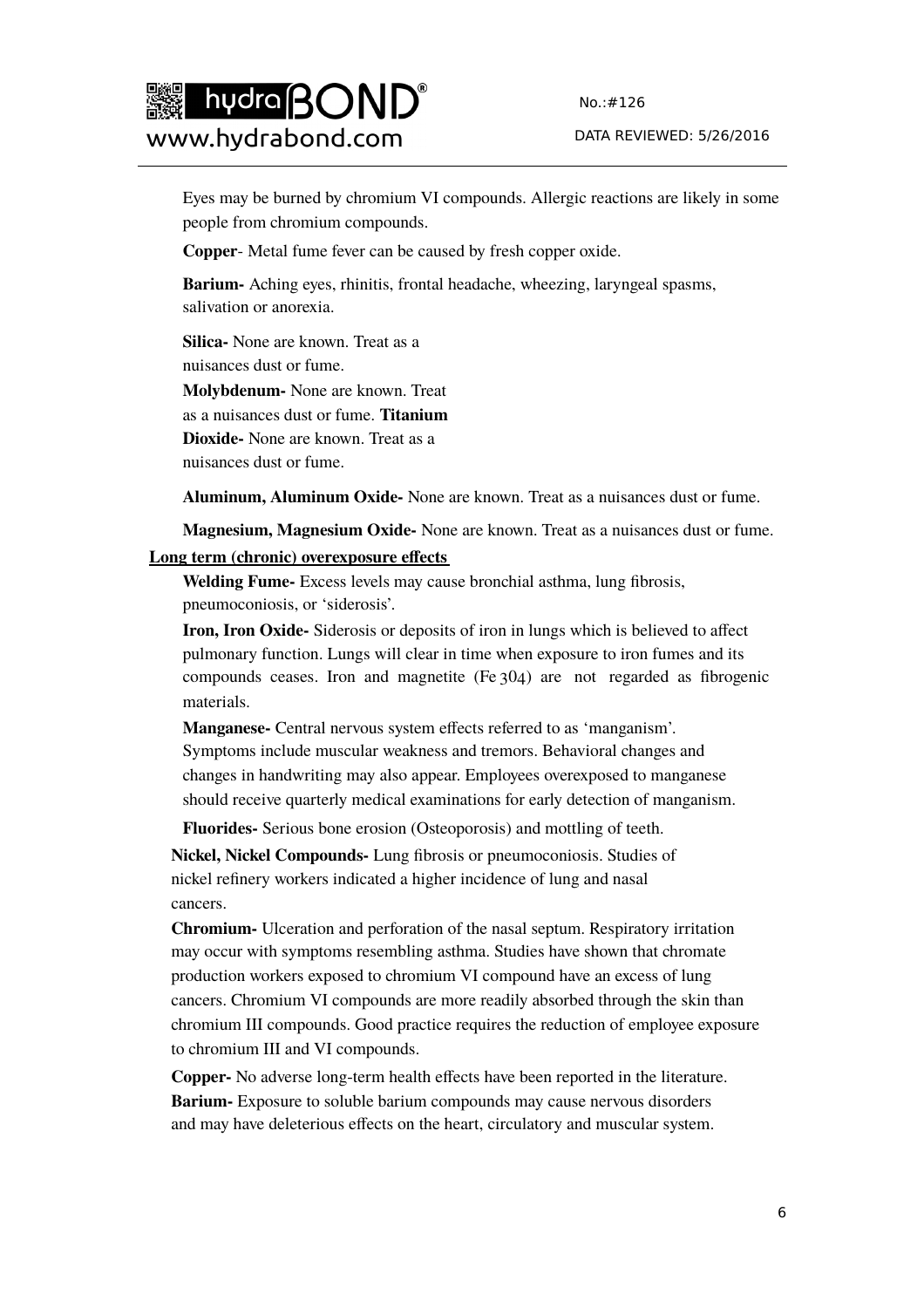Eyes may be burned by chromium VI compounds. Allergic reactions are likely in some people from chromium compounds.

**Copper**- Metal fume fever can be caused by fresh copper oxide.

**Barium-** Aching eyes, rhinitis, frontal headache, wheezing, laryngeal spasms, salivation or anorexia.

**Silica-** None are known. Treat as a nuisances dust or fume.

**Molybdenum-** None are known. Treat as a nuisances dust or fume.

**Titanium Dioxide-** None are known. Treat as a nuisances dust or fume.

**Aluminum, Aluminum Oxide-** None are known. Treat as a nuisances dust or fume.

**Magnesium, Magnesium Oxide-** None are known. Treat as a nuisances dust or fume.

**Long term (chronic) overexposure effects**

**Welding Fume-** Excess levels may cause bronchial asthma, lung fibrosis, pneumoconiosis, or 'siderosis'.

**Iron, Iron Oxide-** Siderosis or deposits of iron in lungs which is believed to affect pulmonary function. Lungs will clear in time when exposure to iron fumes and its compounds ceases. Iron and magnetite (Fe 304) are not regarded as fibrogenic materials.

**Manganese-** Central nervous system effects referred to as 'manganism'. Symptoms include muscular weakness and tremors. Behavioral changes and changes in handwriting may also appear. Employees overexposed to manganese should receive quarterly medical examinations for early detection of manganism.

**Fluorides-** Serious bone erosion (Osteoporosis) and mottling of teeth.

**Nickel, Nickel Compounds-** Lung fibrosis or pneumoconiosis. Studies of nickel refinery workers indicated a higher incidence of lung and nasal cancers.

**Chromium-** Ulceration and perforation of the nasal septum. Respiratory irritation may occur with symptoms resembling asthma. Studies have shown that chromate production workers exposed to chromium VI compound have an excess of lung cancers. Chromium VI compounds are more readily absorbed through the skin than chromium III compounds. Good practice requires the reduction of employee exposure to chromium III and VI compounds.

**Copper-** No adverse long-term health effects have been reported in the literature.

**Barium-** Exposure to soluble barium compounds may cause nervous disorders and may have deleterious effects on the heart, circulatory and muscular system.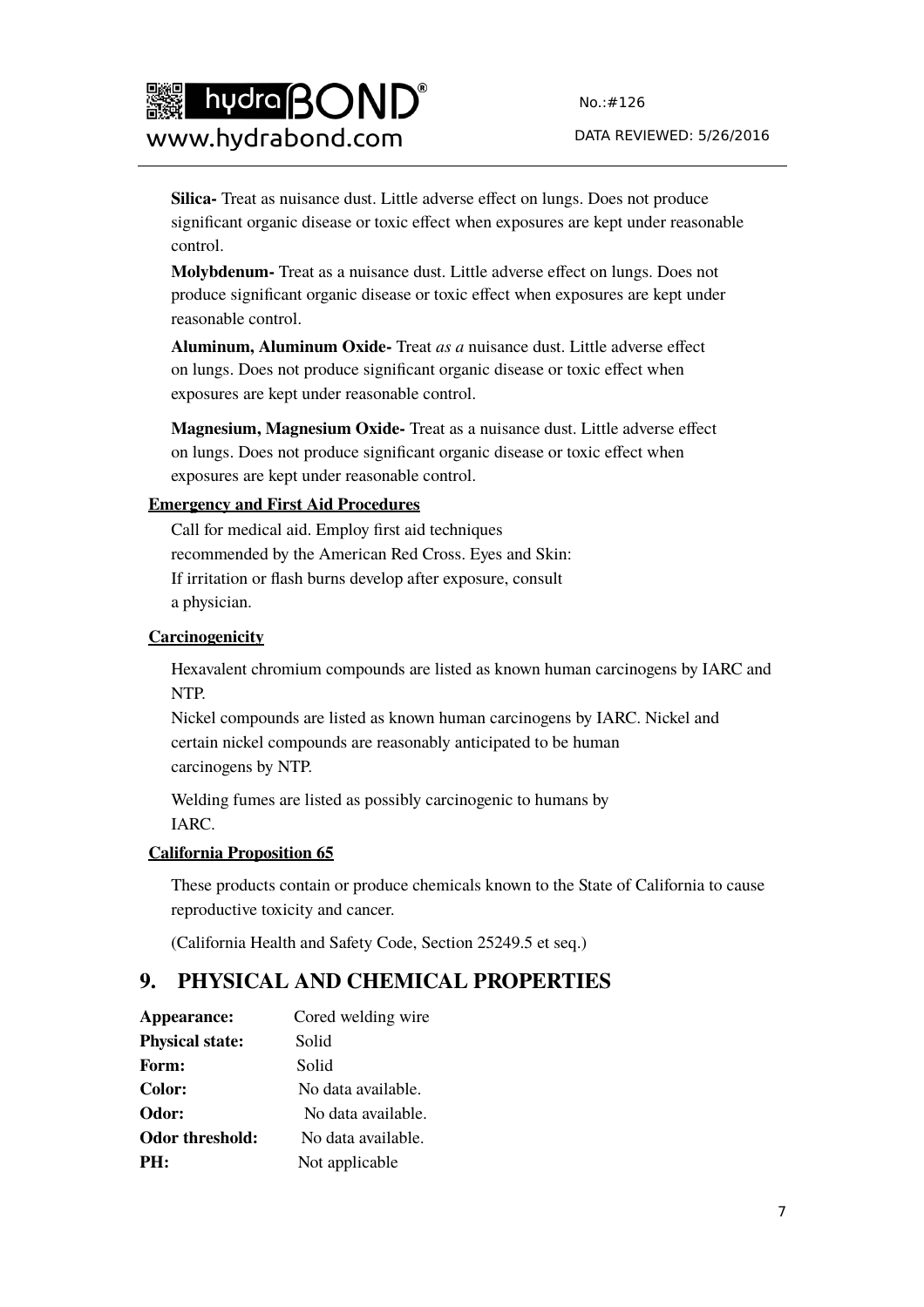**Silica-** Treat as nuisance dust. Little adverse effect on lungs. Does not produce significant organic disease or toxic effect when exposures are kept under reasonable control.

**Molybdenum-** Treat as a nuisance dust. Little adverse effect on lungs. Does not produce significant organic disease or toxic effect when exposures are kept under reasonable control.

**Aluminum, Aluminum Oxide-** Treat *as a* nuisance dust. Little adverse effect on lungs. Does not produce significant organic disease or toxic effect when exposures are kept under reasonable control.

**Magnesium, Magnesium Oxide-** Treat as a nuisance dust. Little adverse effect on lungs. Does not produce significant organic disease or toxic effect when exposures are kept under reasonable control.

**Emergency and First Aid Procedures**

Call for medical aid. Employ first aid techniques recommended by the American Red Cross. Eyes and Skin: If irritation or flash burns develop after exposure, consult a physician.

**Carcinogenicity**

Hexavalent chromium compounds are listed as known human carcinogens by IARC and NTP.
Nickel compounds are listed as known human carcinogens by IARC. Nickel and certain nickel compounds are reasonably anticipated to be human carcinogens by NTP.

Welding fumes are listed as possibly carcinogenic to humans by IARC.

**California Proposition 65**

These products contain or produce chemicals known to the State of California to cause reproductive toxicity and cancer.

(California Health and Safety Code, Section 25249.5 et seq.)

## 9. PHYSICAL AND CHEMICAL PROPERTIES

**Appearance:** Cored welding wire
**Physical state:** Solid
**Form:** Solid
**Color:** No data available.
**Odor:** No data available.
**Odor threshold:** No data available.
**PH:** Not applicable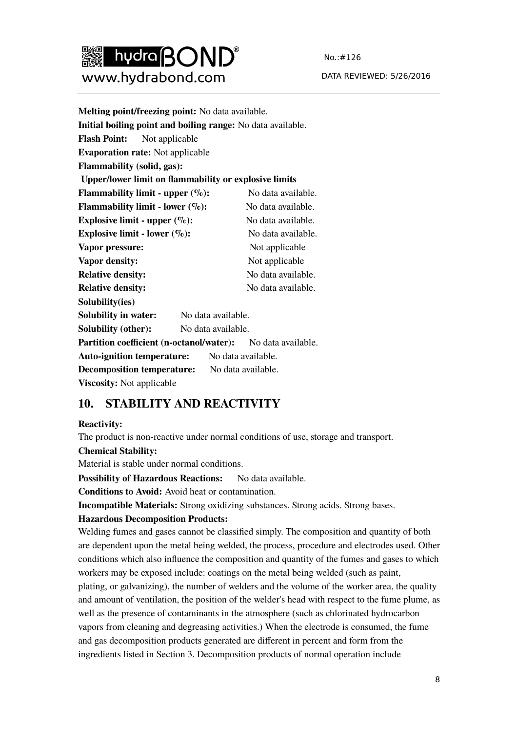**Melting point/freezing point:** No data available.

**Initial boiling point and boiling range:** No data available.

**Flash Point:** Not applicable

**Evaporation rate:** Not applicable

**Flammability (solid, gas):**

**Upper/lower limit on flammability or explosive limits**

| | |
|---|---|
| **Flammability limit - upper (%):** | No data available. |
| **Flammability limit - lower (%):** | No data available. |
| **Explosive limit - upper (%):** | No data available. |
| **Explosive limit - lower (%):** | No data available. |
| **Vapor pressure:** | Not applicable |
| **Vapor density:** | Not applicable |
| **Relative density:** | No data available. |
| **Relative density:** | No data available. |

**Solubility(ies)**

**Solubility in water:** No data available.

**Solubility (other):** No data available.

**Partition coefficient (n-octanol/water):** No data available.

**Auto-ignition temperature:** No data available.

**Decomposition temperature:** No data available.

**Viscosity:** Not applicable

## 10. STABILITY AND REACTIVITY

**Reactivity:**

The product is non-reactive under normal conditions of use, storage and transport.

**Chemical Stability:**

Material is stable under normal conditions.

**Possibility of Hazardous Reactions:** No data available.

**Conditions to Avoid:** Avoid heat or contamination.

**Incompatible Materials:** Strong oxidizing substances. Strong acids. Strong bases.

**Hazardous Decomposition Products:**

Welding fumes and gases cannot be classified simply. The composition and quantity of both are dependent upon the metal being welded, the process, procedure and electrodes used. Other conditions which also influence the composition and quantity of the fumes and gases to which workers may be exposed include: coatings on the metal being welded (such as paint, plating, or galvanizing), the number of welders and the volume of the worker area, the quality and amount of ventilation, the position of the welder's head with respect to the fume plume, as well as the presence of contaminants in the atmosphere (such as chlorinated hydrocarbon vapors from cleaning and degreasing activities.) When the electrode is consumed, the fume and gas decomposition products generated are different in percent and form from the ingredients listed in Section 3. Decomposition products of normal operation include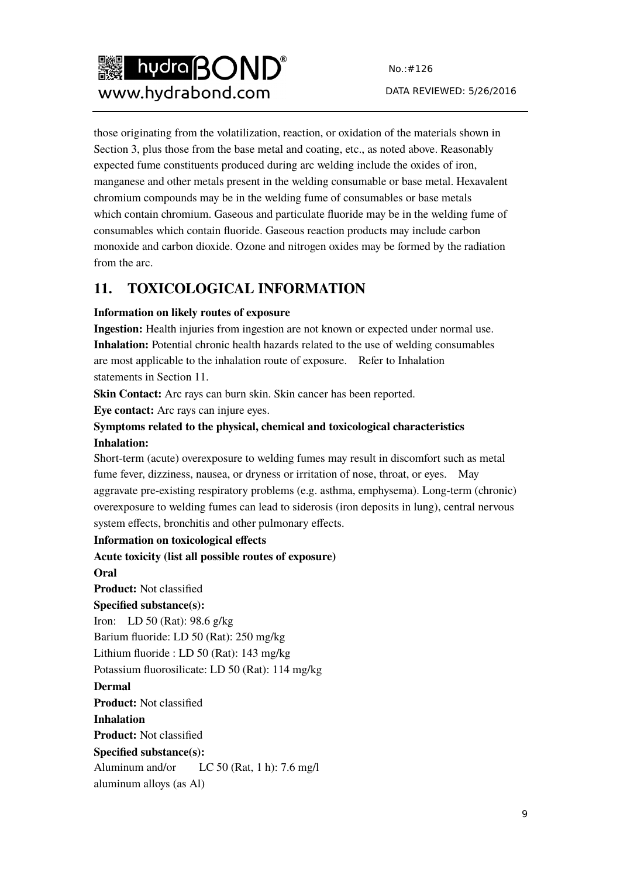those originating from the volatilization, reaction, or oxidation of the materials shown in Section 3, plus those from the base metal and coating, etc., as noted above. Reasonably expected fume constituents produced during arc welding include the oxides of iron, manganese and other metals present in the welding consumable or base metal. Hexavalent chromium compounds may be in the welding fume of consumables or base metals which contain chromium. Gaseous and particulate fluoride may be in the welding fume of consumables which contain fluoride. Gaseous reaction products may include carbon monoxide and carbon dioxide. Ozone and nitrogen oxides may be formed by the radiation from the arc.

## 11. TOXICOLOGICAL INFORMATION

**Information on likely routes of exposure**

**Ingestion:** Health injuries from ingestion are not known or expected under normal use.
**Inhalation:** Potential chronic health hazards related to the use of welding consumables are most applicable to the inhalation route of exposure. Refer to Inhalation statements in Section 11.

**Skin Contact:** Arc rays can burn skin. Skin cancer has been reported.

**Eye contact:** Arc rays can injure eyes.

**Symptoms related to the physical, chemical and toxicological characteristics**
**Inhalation:**

Short-term (acute) overexposure to welding fumes may result in discomfort such as metal fume fever, dizziness, nausea, or dryness or irritation of nose, throat, or eyes. May aggravate pre-existing respiratory problems (e.g. asthma, emphysema). Long-term (chronic) overexposure to welding fumes can lead to siderosis (iron deposits in lung), central nervous system effects, bronchitis and other pulmonary effects.

**Information on toxicological effects**

**Acute toxicity (list all possible routes of exposure)**

**Oral**

**Product:** Not classified

**Specified substance(s):**

Iron: LD 50 (Rat): 98.6 g/kg
Barium fluoride: LD 50 (Rat): 250 mg/kg
Lithium fluoride : LD 50 (Rat): 143 mg/kg
Potassium fluorosilicate: LD 50 (Rat): 114 mg/kg

**Dermal**

**Product:** Not classified

**Inhalation**

**Product:** Not classified

**Specified substance(s):**

Aluminum and/or aluminum alloys (as Al) LC 50 (Rat, 1 h): 7.6 mg/l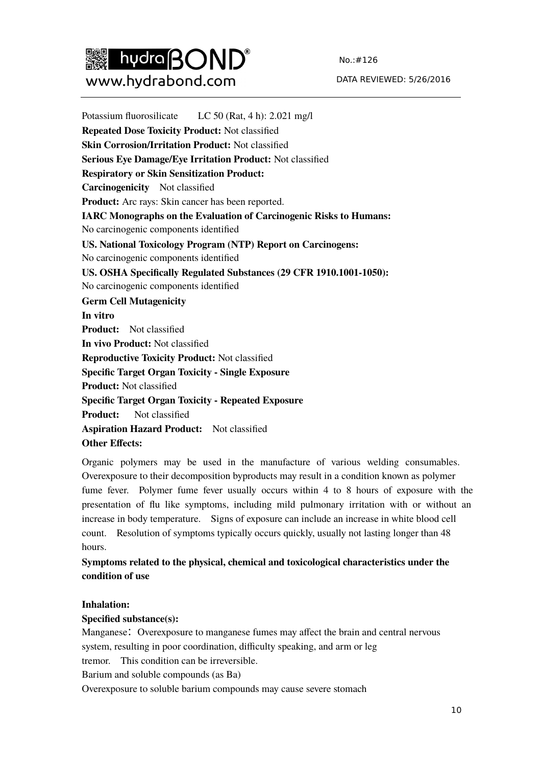Potassium fluorosilicate LC 50 (Rat, 4 h): 2.021 mg/l

**Repeated Dose Toxicity Product:** Not classified

**Skin Corrosion/Irritation Product:** Not classified

**Serious Eye Damage/Eye Irritation Product:** Not classified

**Respiratory or Skin Sensitization Product:**

**Carcinogenicity** Not classified

**Product:** Arc rays: Skin cancer has been reported.

**IARC Monographs on the Evaluation of Carcinogenic Risks to Humans:**

No carcinogenic components identified

**US. National Toxicology Program (NTP) Report on Carcinogens:**

No carcinogenic components identified

**US. OSHA Specifically Regulated Substances (29 CFR 1910.1001-1050):**

No carcinogenic components identified

**Germ Cell Mutagenicity**

**In vitro**

**Product:** Not classified

**In vivo Product:** Not classified

**Reproductive Toxicity Product:** Not classified

**Specific Target Organ Toxicity - Single Exposure**

**Product:** Not classified

**Specific Target Organ Toxicity - Repeated Exposure**

**Product:** Not classified

**Aspiration Hazard Product:** Not classified

**Other Effects:**

Organic polymers may be used in the manufacture of various welding consumables. Overexposure to their decomposition byproducts may result in a condition known as polymer fume fever. Polymer fume fever usually occurs within 4 to 8 hours of exposure with the presentation of flu like symptoms, including mild pulmonary irritation with or without an increase in body temperature. Signs of exposure can include an increase in white blood cell count. Resolution of symptoms typically occurs quickly, usually not lasting longer than 48 hours.

**Symptoms related to the physical, chemical and toxicological characteristics under the condition of use**

**Inhalation:**

**Specified substance(s):**

Manganese： Overexposure to manganese fumes may affect the brain and central nervous system, resulting in poor coordination, difficulty speaking, and arm or leg tremor. This condition can be irreversible.

Barium and soluble compounds (as Ba)

Overexposure to soluble barium compounds may cause severe stomach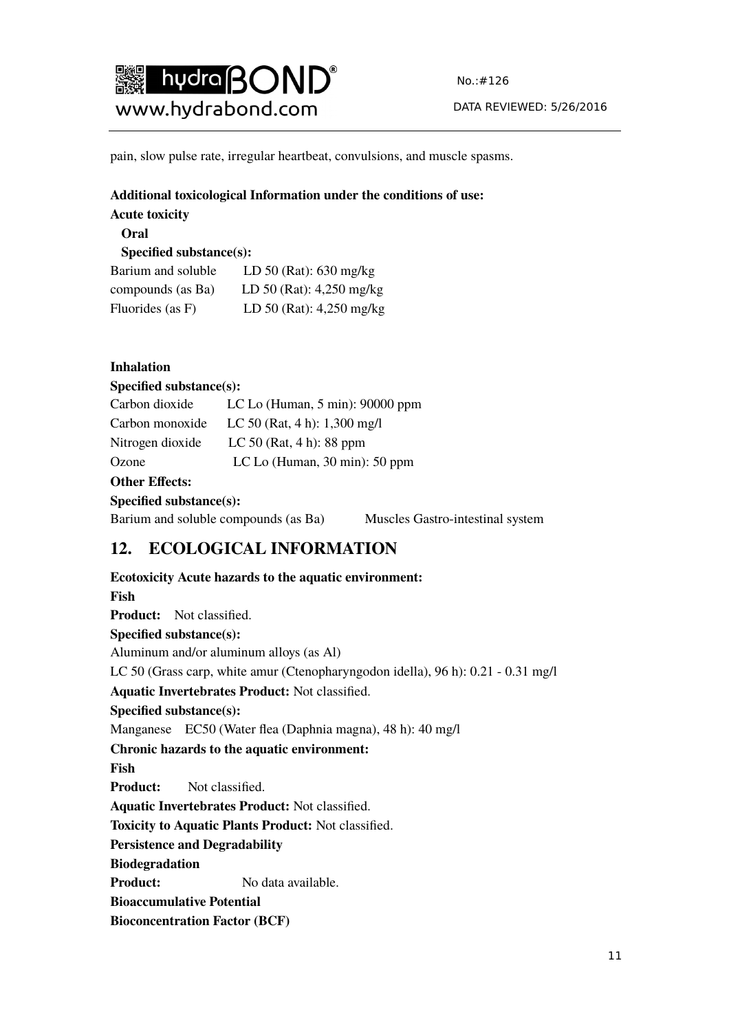pain, slow pulse rate, irregular heartbeat, convulsions, and muscle spasms.

**Additional toxicological Information under the conditions of use:**

**Acute toxicity**

**Oral**

**Specified substance(s):**

| | |
|---|---|
| Barium and soluble | LD 50 (Rat): 630 mg/kg |
| compounds (as Ba) | LD 50 (Rat): 4,250 mg/kg |
| Fluorides (as F) | LD 50 (Rat): 4,250 mg/kg |

**Inhalation**

**Specified substance(s):**

| | |
|---|---|
| Carbon dioxide | LC Lo (Human, 5 min): 90000 ppm |
| Carbon monoxide | LC 50 (Rat, 4 h): 1,300 mg/l |
| Nitrogen dioxide | LC 50 (Rat, 4 h): 88 ppm |
| Ozone | LC Lo (Human, 30 min): 50 ppm |

**Other Effects:**

**Specified substance(s):**

Barium and soluble compounds (as Ba) Muscles Gastro-intestinal system

## 12. ECOLOGICAL INFORMATION

**Ecotoxicity Acute hazards to the aquatic environment:**

**Fish**

**Product:** Not classified.

**Specified substance(s):**

Aluminum and/or aluminum alloys (as Al)

LC 50 (Grass carp, white amur (Ctenopharyngodon idella), 96 h): 0.21 - 0.31 mg/l

**Aquatic Invertebrates Product:** Not classified.

**Specified substance(s):**

Manganese EC50 (Water flea (Daphnia magna), 48 h): 40 mg/l

**Chronic hazards to the aquatic environment:**

**Fish**

**Product:** Not classified.

**Aquatic Invertebrates Product:** Not classified.

**Toxicity to Aquatic Plants Product:** Not classified.

**Persistence and Degradability**

**Biodegradation**

**Product:** No data available.

**Bioaccumulative Potential**

**Bioconcentration Factor (BCF)**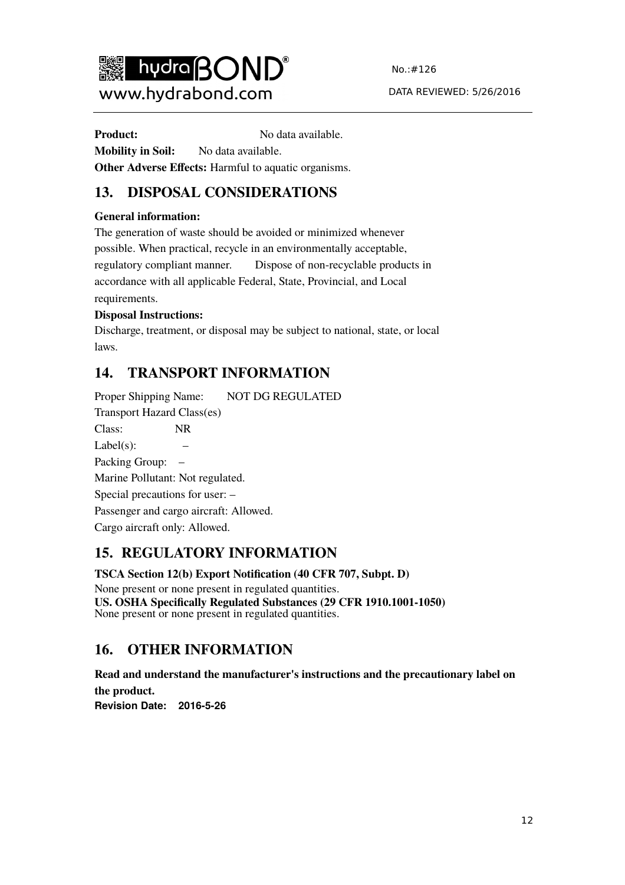**Product:** No data available.

**Mobility in Soil:** No data available.

**Other Adverse Effects:** Harmful to aquatic organisms.

## 13. DISPOSAL CONSIDERATIONS

**General information:**

The generation of waste should be avoided or minimized whenever possible. When practical, recycle in an environmentally acceptable, regulatory compliant manner. Dispose of non-recyclable products in accordance with all applicable Federal, State, Provincial, and Local requirements.

**Disposal Instructions:**

Discharge, treatment, or disposal may be subject to national, state, or local laws.

## 14. TRANSPORT INFORMATION

Proper Shipping Name: NOT DG REGULATED

Transport Hazard Class(es)

Class: NR

Label(s): –

Packing Group: –

Marine Pollutant: Not regulated.

Special precautions for user: –

Passenger and cargo aircraft: Allowed.

Cargo aircraft only: Allowed.

## 15. REGULATORY INFORMATION

**TSCA Section 12(b) Export Notification (40 CFR 707, Subpt. D)**

None present or none present in regulated quantities.

**US. OSHA Specifically Regulated Substances (29 CFR 1910.1001-1050)**

None present or none present in regulated quantities.

## 16. OTHER INFORMATION

**Read and understand the manufacturer's instructions and the precautionary label on the product.**

**Revision Date: 2016-5-26**